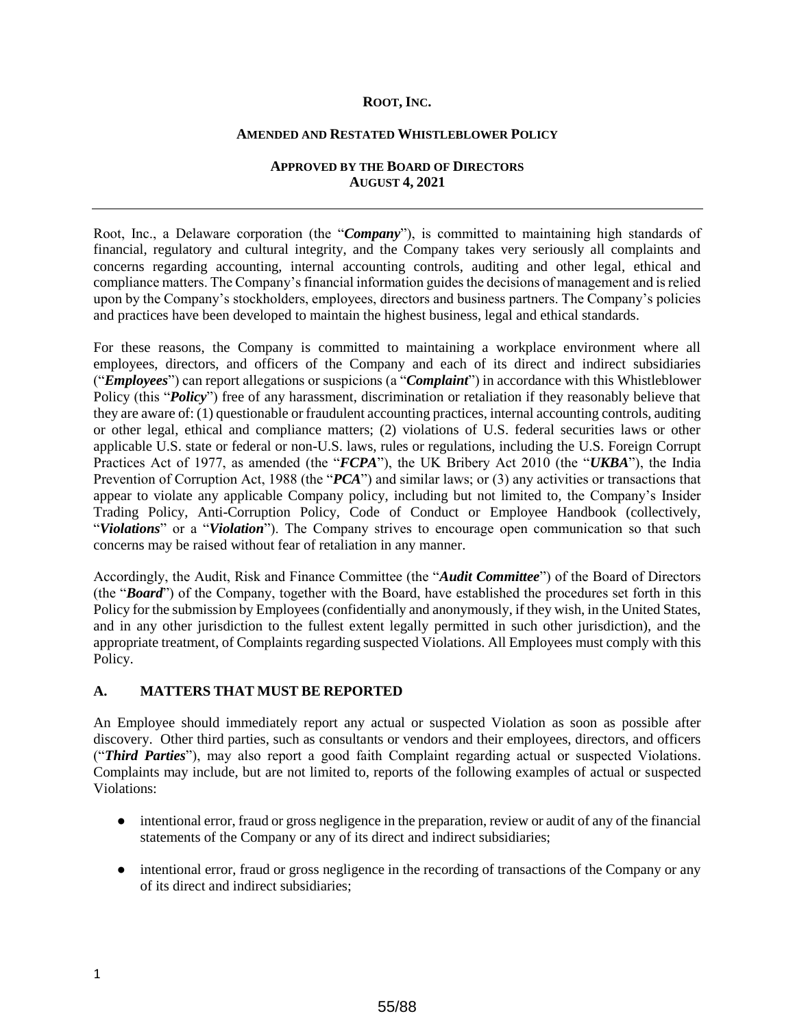**ROOT, INC.**

**AMENDED AND RESTATED WHISTLEBLOWER POLICY**

**APPROVED BY THE BOARD OF DIRECTORS**
**AUGUST 4, 2021**

---

Root, Inc., a Delaware corporation (the "***Company***"), is committed to maintaining high standards of financial, regulatory and cultural integrity, and the Company takes very seriously all complaints and concerns regarding accounting, internal accounting controls, auditing and other legal, ethical and compliance matters. The Company's financial information guides the decisions of management and is relied upon by the Company's stockholders, employees, directors and business partners. The Company's policies and practices have been developed to maintain the highest business, legal and ethical standards.

For these reasons, the Company is committed to maintaining a workplace environment where all employees, directors, and officers of the Company and each of its direct and indirect subsidiaries ("***Employees***") can report allegations or suspicions (a "***Complaint***") in accordance with this Whistleblower Policy (this "***Policy***") free of any harassment, discrimination or retaliation if they reasonably believe that they are aware of: (1) questionable or fraudulent accounting practices, internal accounting controls, auditing or other legal, ethical and compliance matters; (2) violations of U.S. federal securities laws or other applicable U.S. state or federal or non-U.S. laws, rules or regulations, including the U.S. Foreign Corrupt Practices Act of 1977, as amended (the "***FCPA***"), the UK Bribery Act 2010 (the "***UKBA***"), the India Prevention of Corruption Act, 1988 (the "***PCA***") and similar laws; or (3) any activities or transactions that appear to violate any applicable Company policy, including but not limited to, the Company's Insider Trading Policy, Anti-Corruption Policy, Code of Conduct or Employee Handbook (collectively, "***Violations***" or a "***Violation***"). The Company strives to encourage open communication so that such concerns may be raised without fear of retaliation in any manner.

Accordingly, the Audit, Risk and Finance Committee (the "***Audit Committee***") of the Board of Directors (the "***Board***") of the Company, together with the Board, have established the procedures set forth in this Policy for the submission by Employees (confidentially and anonymously, if they wish, in the United States, and in any other jurisdiction to the fullest extent legally permitted in such other jurisdiction), and the appropriate treatment, of Complaints regarding suspected Violations. All Employees must comply with this Policy.

## A. MATTERS THAT MUST BE REPORTED

An Employee should immediately report any actual or suspected Violation as soon as possible after discovery. Other third parties, such as consultants or vendors and their employees, directors, and officers ("***Third Parties***"), may also report a good faith Complaint regarding actual or suspected Violations. Complaints may include, but are not limited to, reports of the following examples of actual or suspected Violations:

- intentional error, fraud or gross negligence in the preparation, review or audit of any of the financial statements of the Company or any of its direct and indirect subsidiaries;
- intentional error, fraud or gross negligence in the recording of transactions of the Company or any of its direct and indirect subsidiaries;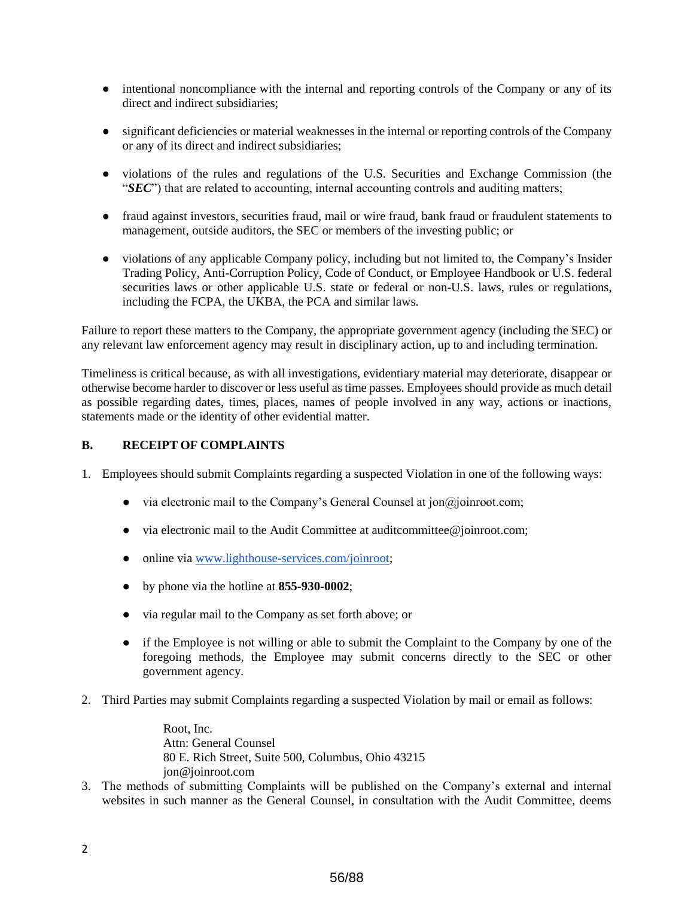- intentional noncompliance with the internal and reporting controls of the Company or any of its direct and indirect subsidiaries;
- significant deficiencies or material weaknesses in the internal or reporting controls of the Company or any of its direct and indirect subsidiaries;
- violations of the rules and regulations of the U.S. Securities and Exchange Commission (the "***SEC***") that are related to accounting, internal accounting controls and auditing matters;
- fraud against investors, securities fraud, mail or wire fraud, bank fraud or fraudulent statements to management, outside auditors, the SEC or members of the investing public; or
- violations of any applicable Company policy, including but not limited to, the Company's Insider Trading Policy, Anti-Corruption Policy, Code of Conduct, or Employee Handbook or U.S. federal securities laws or other applicable U.S. state or federal or non-U.S. laws, rules or regulations, including the FCPA, the UKBA, the PCA and similar laws.

Failure to report these matters to the Company, the appropriate government agency (including the SEC) or any relevant law enforcement agency may result in disciplinary action, up to and including termination.

Timeliness is critical because, as with all investigations, evidentiary material may deteriorate, disappear or otherwise become harder to discover or less useful as time passes. Employees should provide as much detail as possible regarding dates, times, places, names of people involved in any way, actions or inactions, statements made or the identity of other evidential matter.

## B. RECEIPT OF COMPLAINTS

1. Employees should submit Complaints regarding a suspected Violation in one of the following ways:
   - via electronic mail to the Company's General Counsel at jon@joinroot.com;
   - via electronic mail to the Audit Committee at auditcommittee@joinroot.com;
   - online via [www.lighthouse-services.com/joinroot](www.lighthouse-services.com/joinroot);
   - by phone via the hotline at **855-930-0002**;
   - via regular mail to the Company as set forth above; or
   - if the Employee is not willing or able to submit the Complaint to the Company by one of the foregoing methods, the Employee may submit concerns directly to the SEC or other government agency.
2. Third Parties may submit Complaints regarding a suspected Violation by mail or email as follows:

   Root, Inc.
   Attn: General Counsel
   80 E. Rich Street, Suite 500, Columbus, Ohio 43215
   jon@joinroot.com
3. The methods of submitting Complaints will be published on the Company's external and internal websites in such manner as the General Counsel, in consultation with the Audit Committee, deems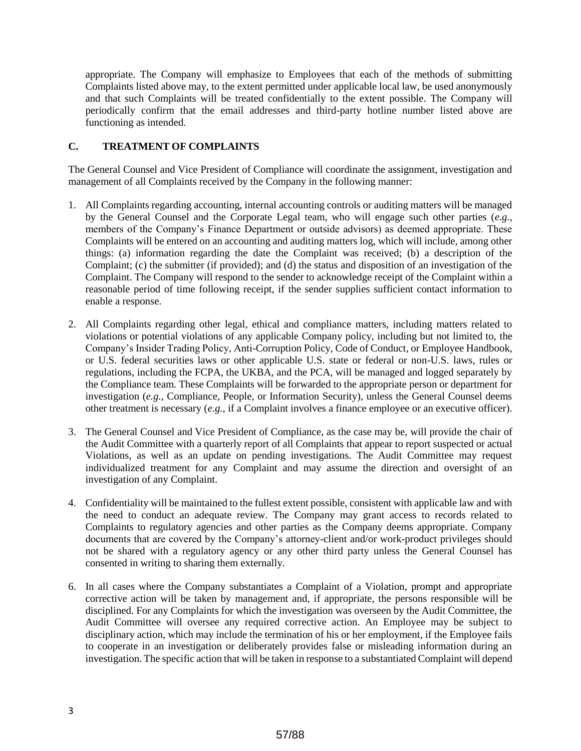appropriate. The Company will emphasize to Employees that each of the methods of submitting Complaints listed above may, to the extent permitted under applicable local law, be used anonymously and that such Complaints will be treated confidentially to the extent possible. The Company will periodically confirm that the email addresses and third-party hotline number listed above are functioning as intended.

## C. TREATMENT OF COMPLAINTS

The General Counsel and Vice President of Compliance will coordinate the assignment, investigation and management of all Complaints received by the Company in the following manner:

1. All Complaints regarding accounting, internal accounting controls or auditing matters will be managed by the General Counsel and the Corporate Legal team, who will engage such other parties (*e.g.*, members of the Company's Finance Department or outside advisors) as deemed appropriate. These Complaints will be entered on an accounting and auditing matters log, which will include, among other things: (a) information regarding the date the Complaint was received; (b) a description of the Complaint; (c) the submitter (if provided); and (d) the status and disposition of an investigation of the Complaint. The Company will respond to the sender to acknowledge receipt of the Complaint within a reasonable period of time following receipt, if the sender supplies sufficient contact information to enable a response.

2. All Complaints regarding other legal, ethical and compliance matters, including matters related to violations or potential violations of any applicable Company policy, including but not limited to, the Company's Insider Trading Policy, Anti-Corruption Policy, Code of Conduct, or Employee Handbook, or U.S. federal securities laws or other applicable U.S. state or federal or non-U.S. laws, rules or regulations, including the FCPA, the UKBA, and the PCA, will be managed and logged separately by the Compliance team. These Complaints will be forwarded to the appropriate person or department for investigation (*e.g.*, Compliance, People, or Information Security), unless the General Counsel deems other treatment is necessary (*e.g.*, if a Complaint involves a finance employee or an executive officer).

3. The General Counsel and Vice President of Compliance, as the case may be, will provide the chair of the Audit Committee with a quarterly report of all Complaints that appear to report suspected or actual Violations, as well as an update on pending investigations. The Audit Committee may request individualized treatment for any Complaint and may assume the direction and oversight of an investigation of any Complaint.

4. Confidentiality will be maintained to the fullest extent possible, consistent with applicable law and with the need to conduct an adequate review. The Company may grant access to records related to Complaints to regulatory agencies and other parties as the Company deems appropriate. Company documents that are covered by the Company's attorney-client and/or work-product privileges should not be shared with a regulatory agency or any other third party unless the General Counsel has consented in writing to sharing them externally.

6. In all cases where the Company substantiates a Complaint of a Violation, prompt and appropriate corrective action will be taken by management and, if appropriate, the persons responsible will be disciplined. For any Complaints for which the investigation was overseen by the Audit Committee, the Audit Committee will oversee any required corrective action. An Employee may be subject to disciplinary action, which may include the termination of his or her employment, if the Employee fails to cooperate in an investigation or deliberately provides false or misleading information during an investigation. The specific action that will be taken in response to a substantiated Complaint will depend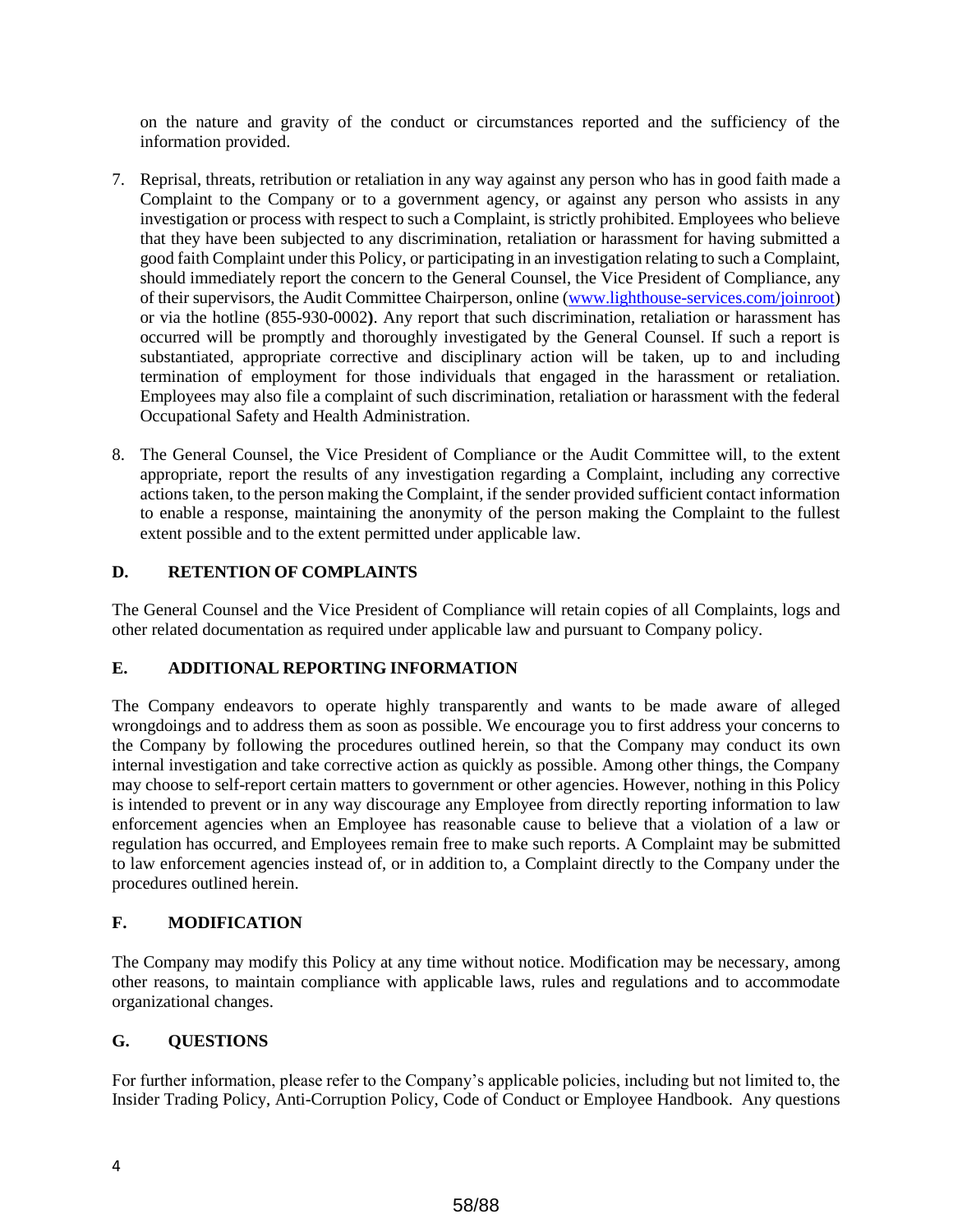on the nature and gravity of the conduct or circumstances reported and the sufficiency of the information provided.

7. Reprisal, threats, retribution or retaliation in any way against any person who has in good faith made a Complaint to the Company or to a government agency, or against any person who assists in any investigation or process with respect to such a Complaint, is strictly prohibited. Employees who believe that they have been subjected to any discrimination, retaliation or harassment for having submitted a good faith Complaint under this Policy, or participating in an investigation relating to such a Complaint, should immediately report the concern to the General Counsel, the Vice President of Compliance, any of their supervisors, the Audit Committee Chairperson, online ([www.lighthouse-services.com/joinroot](www.lighthouse-services.com/joinroot)) or via the hotline (855-930-0002**)**. Any report that such discrimination, retaliation or harassment has occurred will be promptly and thoroughly investigated by the General Counsel. If such a report is substantiated, appropriate corrective and disciplinary action will be taken, up to and including termination of employment for those individuals that engaged in the harassment or retaliation. Employees may also file a complaint of such discrimination, retaliation or harassment with the federal Occupational Safety and Health Administration.

8. The General Counsel, the Vice President of Compliance or the Audit Committee will, to the extent appropriate, report the results of any investigation regarding a Complaint, including any corrective actions taken, to the person making the Complaint, if the sender provided sufficient contact information to enable a response, maintaining the anonymity of the person making the Complaint to the fullest extent possible and to the extent permitted under applicable law.

## D. RETENTION OF COMPLAINTS

The General Counsel and the Vice President of Compliance will retain copies of all Complaints, logs and other related documentation as required under applicable law and pursuant to Company policy.

## E. ADDITIONAL REPORTING INFORMATION

The Company endeavors to operate highly transparently and wants to be made aware of alleged wrongdoings and to address them as soon as possible. We encourage you to first address your concerns to the Company by following the procedures outlined herein, so that the Company may conduct its own internal investigation and take corrective action as quickly as possible. Among other things, the Company may choose to self-report certain matters to government or other agencies. However, nothing in this Policy is intended to prevent or in any way discourage any Employee from directly reporting information to law enforcement agencies when an Employee has reasonable cause to believe that a violation of a law or regulation has occurred, and Employees remain free to make such reports. A Complaint may be submitted to law enforcement agencies instead of, or in addition to, a Complaint directly to the Company under the procedures outlined herein.

## F. MODIFICATION

The Company may modify this Policy at any time without notice. Modification may be necessary, among other reasons, to maintain compliance with applicable laws, rules and regulations and to accommodate organizational changes.

## G. QUESTIONS

For further information, please refer to the Company's applicable policies, including but not limited to, the Insider Trading Policy, Anti-Corruption Policy, Code of Conduct or Employee Handbook. Any questions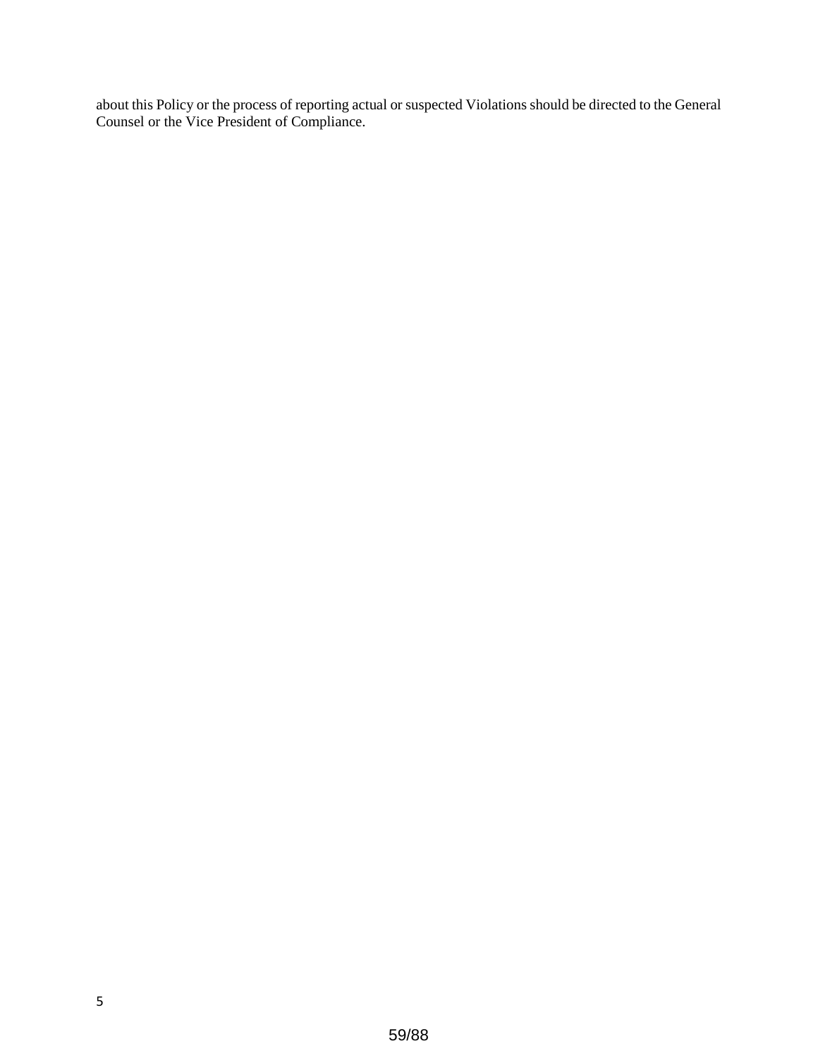about this Policy or the process of reporting actual or suspected Violations should be directed to the General Counsel or the Vice President of Compliance.